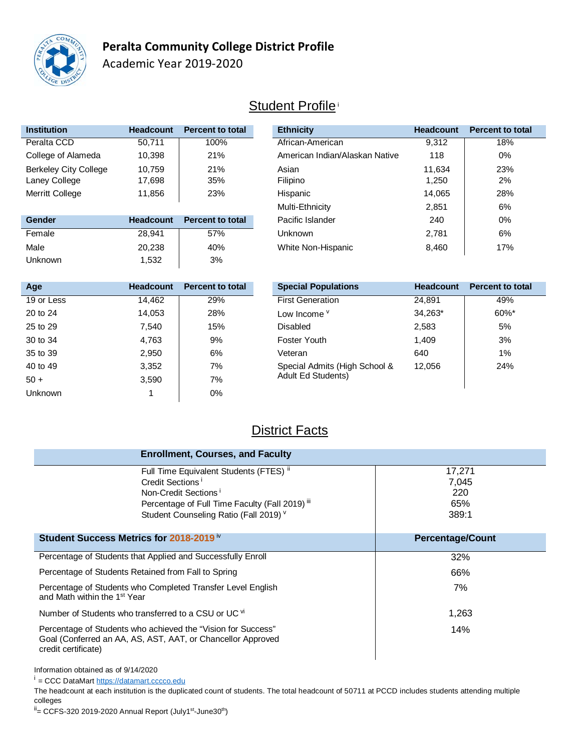# Peralta Community College District Profile

Academic Year 2019-2020

## Student Profile [i]

| Institution | Headcount | Percent to total |
|---|---|---|
| Peralta CCD | 50,711 | 100% |
| College of Alameda | 10,398 | 21% |
| Berkeley City College | 10,759 | 21% |
| Laney College | 17,698 | 35% |
| Merritt College | 11,856 | 23% |

| Ethnicity | Headcount | Percent to total |
|---|---|---|
| African-American | 9,312 | 18% |
| American Indian/Alaskan Native | 118 | 0% |
| Asian | 11,634 | 23% |
| Filipino | 1,250 | 2% |
| Hispanic | 14,065 | 28% |
| Multi-Ethnicity | 2,851 | 6% |
| Pacific Islander | 240 | 0% |
| Unknown | 2,781 | 6% |
| White Non-Hispanic | 8,460 | 17% |

| Gender | Headcount | Percent to total |
|---|---|---|
| Female | 28,941 | 57% |
| Male | 20,238 | 40% |
| Unknown | 1,532 | 3% |

| Age | Headcount | Percent to total |
|---|---|---|
| 19 or Less | 14,462 | 29% |
| 20 to 24 | 14,053 | 28% |
| 25 to 29 | 7,540 | 15% |
| 30 to 34 | 4,763 | 9% |
| 35 to 39 | 2,950 | 6% |
| 40 to 49 | 3,352 | 7% |
| 50 + | 3,590 | 7% |
| Unknown | 1 | 0% |

| Special Populations | Headcount | Percent to total |
|---|---|---|
| First Generation | 24,891 | 49% |
| Low Income [v] | 34,263* | 60%* |
| Disabled | 2,583 | 5% |
| Foster Youth | 1,409 | 3% |
| Veteran | 640 | 1% |
| Special Admits (High School & Adult Ed Students) | 12,056 | 24% |

## District Facts

| Enrollment, Courses, and Faculty | |
|---|---|
| Full Time Equivalent Students (FTES) [ii] | 17,271 |
| Credit Sections [i] | 7,045 |
| Non-Credit Sections [i] | 220 |
| Percentage of Full Time Faculty (Fall 2019) [iii] | 65% |
| Student Counseling Ratio (Fall 2019) [v] | 389:1 |

| Student Success Metrics for 2018-2019 [iv] | Percentage/Count |
|---|---|
| Percentage of Students that Applied and Successfully Enroll | 32% |
| Percentage of Students Retained from Fall to Spring | 66% |
| Percentage of Students who Completed Transfer Level English and Math within the 1st Year | 7% |
| Number of Students who transferred to a CSU or UC [vi] | 1,263 |
| Percentage of Students who achieved the "Vision for Success" Goal (Conferred an AA, AS, AST, AAT, or Chancellor Approved credit certificate) | 14% |

Information obtained as of 9/14/2020

[i] = CCC DataMart https://datamart.cccco.edu

The headcount at each institution is the duplicated count of students. The total headcount of 50711 at PCCD includes students attending multiple colleges

[ii] = CCFS-320 2019-2020 Annual Report (July1st-June30th)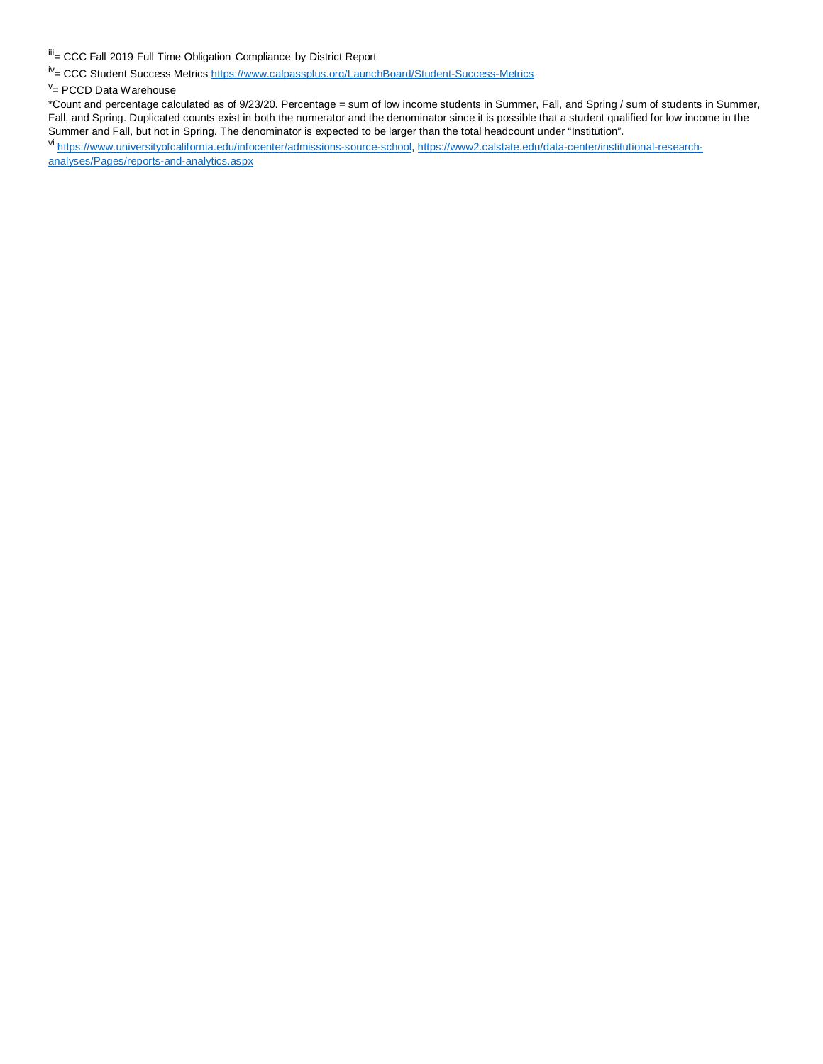[iii]= CCC Fall 2019 Full Time Obligation Compliance by District Report

[iv]= CCC Student Success Metrics https://www.calpassplus.org/LaunchBoard/Student-Success-Metrics

[v]= PCCD Data Warehouse

*Count and percentage calculated as of 9/23/20. Percentage = sum of low income students in Summer, Fall, and Spring / sum of students in Summer, Fall, and Spring. Duplicated counts exist in both the numerator and the denominator since it is possible that a student qualified for low income in the Summer and Fall, but not in Spring. The denominator is expected to be larger than the total headcount under "Institution".

[vi] https://www.universityofcalifornia.edu/infocenter/admissions-source-school, https://www2.calstate.edu/data-center/institutional-research-analyses/Pages/reports-and-analytics.aspx